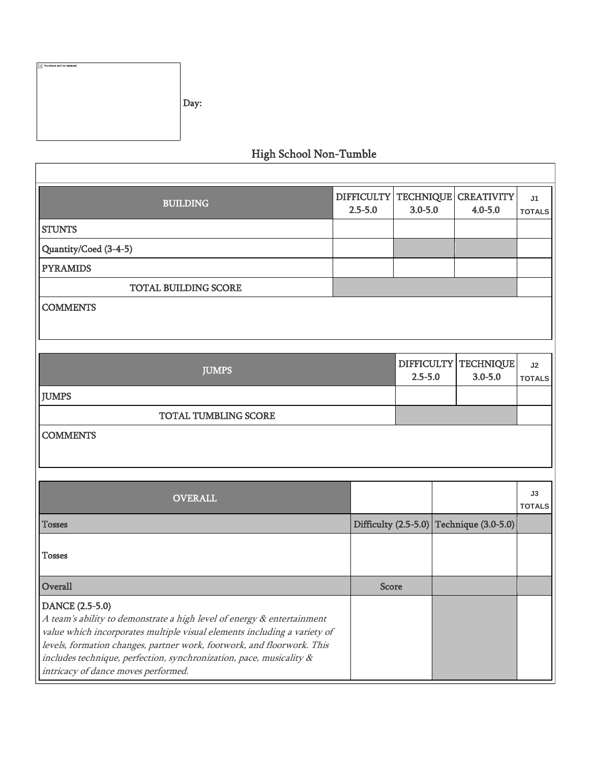Day:

## High School Non-Tumble

| BUILDING | DIFFICULTY 2.5-5.0 | TECHNIQUE 3.0-5.0 | CREATIVITY 4.0-5.0 | J1 TOTALS |
|---|---|---|---|---|
| STUNTS | | | | |
| Quantity/Coed (3-4-5) | | | | |
| PYRAMIDS | | | | |
| TOTAL BUILDING SCORE | | | | |
| COMMENTS | | | | |

| JUMPS | DIFFICULTY 2.5-5.0 | TECHNIQUE 3.0-5.0 | J2 TOTALS |
|---|---|---|---|
| JUMPS | | | |
| TOTAL TUMBLING SCORE | | | |
| COMMENTS | | | |

| OVERALL | | | J3 TOTALS |
|---|---|---|---|
| Tosses | Difficulty (2.5-5.0) | Technique (3.0-5.0) | |
| Tosses | | | |
| Overall | Score | | |
| DANCE (2.5-5.0) *A team's ability to demonstrate a high level of energy & entertainment value which incorporates multiple visual elements including a variety of levels, formation changes, partner work, footwork, and floorwork. This includes technique, perfection, synchronization, pace, musicality & intricacy of dance moves performed.* | | | |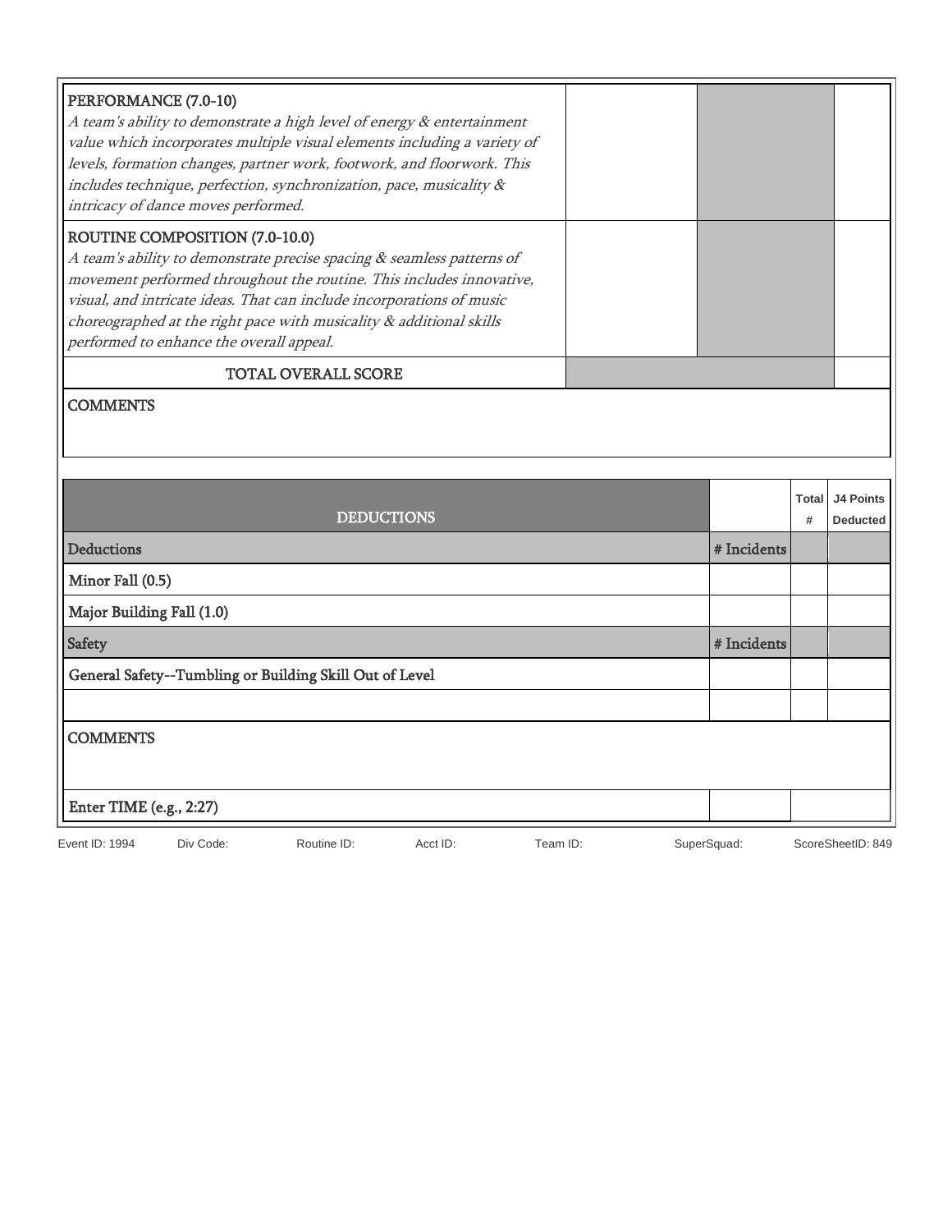| | | | |
|---|---|---|---|
| PERFORMANCE (7.0-10)<br>*A team's ability to demonstrate a high level of energy & entertainment value which incorporates multiple visual elements including a variety of levels, formation changes, partner work, footwork, and floorwork. This includes technique, perfection, synchronization, pace, musicality & intricacy of dance moves performed.* | | | |
| ROUTINE COMPOSITION (7.0-10.0)<br>*A team's ability to demonstrate precise spacing & seamless patterns of movement performed throughout the routine. This includes innovative, visual, and intricate ideas. That can include incorporations of music choreographed at the right pace with musicality & additional skills performed to enhance the overall appeal.* | | | |
| TOTAL OVERALL SCORE | | | |

COMMENTS

| DEDUCTIONS | | Total # | J4 Points Deducted |
|---|---|---|---|
| Deductions | # Incidents | | |
| Minor Fall (0.5) | | | |
| Major Building Fall (1.0) | | | |
| Safety | # Incidents | | |
| General Safety--Tumbling or Building Skill Out of Level | | | |
| | | | |

COMMENTS

| | | |
|---|---|---|
| Enter TIME (e.g., 2:27) | | |

Event ID: 1994 Div Code: Routine ID: Acct ID: Team ID: SuperSquad: ScoreSheetID: 849